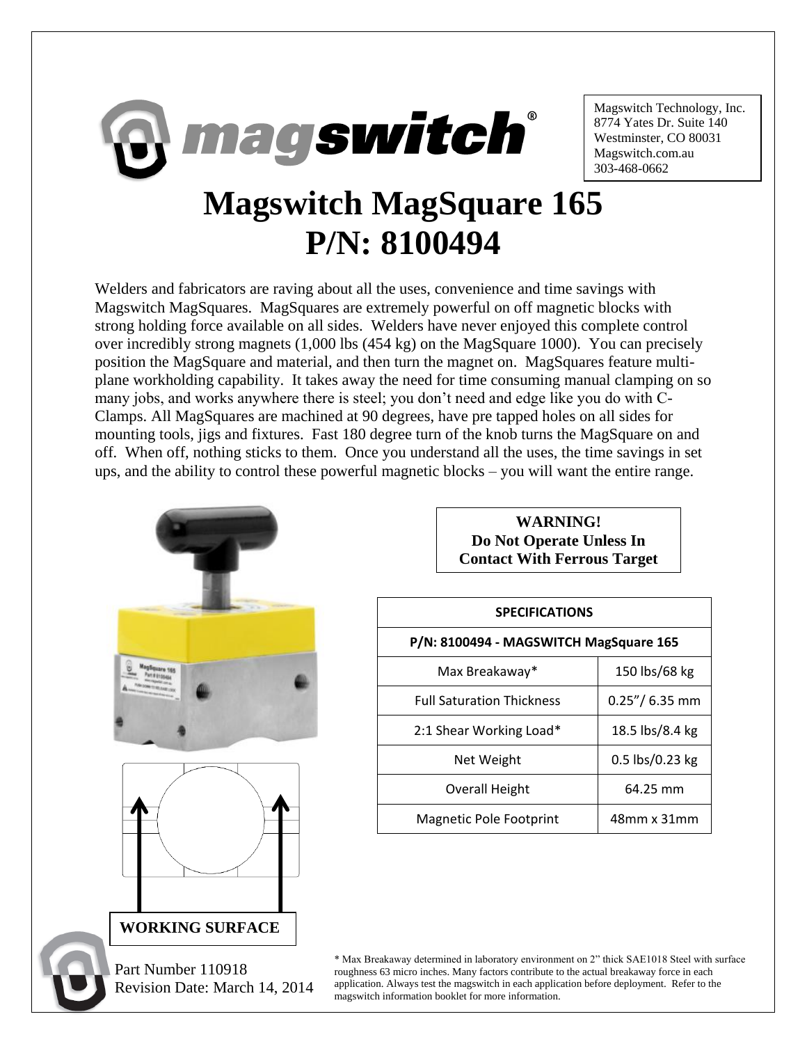Magswitch Technology, Inc.
8774 Yates Dr. Suite 140
Westminster, CO 80031
Magswitch.com.au
303-468-0662

# Magswitch MagSquare 165
# P/N: 8100494

Welders and fabricators are raving about all the uses, convenience and time savings with Magswitch MagSquares. MagSquares are extremely powerful on off magnetic blocks with strong holding force available on all sides. Welders have never enjoyed this complete control over incredibly strong magnets (1,000 lbs (454 kg) on the MagSquare 1000). You can precisely position the MagSquare and material, and then turn the magnet on. MagSquares feature multi-plane workholding capability. It takes away the need for time consuming manual clamping on so many jobs, and works anywhere there is steel; you don't need and edge like you do with C-Clamps. All MagSquares are machined at 90 degrees, have pre tapped holes on all sides for mounting tools, jigs and fixtures. Fast 180 degree turn of the knob turns the MagSquare on and off. When off, nothing sticks to them. Once you understand all the uses, the time savings in set ups, and the ability to control these powerful magnetic blocks – you will want the entire range.

**WARNING!**
**Do Not Operate Unless In Contact With Ferrous Target**

| SPECIFICATIONS | |
|---|---|
| P/N: 8100494 - MAGSWITCH MagSquare 165 | |
| Max Breakaway* | 150 lbs/68 kg |
| Full Saturation Thickness | 0.25"/ 6.35 mm |
| 2:1 Shear Working Load* | 18.5 lbs/8.4 kg |
| Net Weight | 0.5 lbs/0.23 kg |
| Overall Height | 64.25 mm |
| Magnetic Pole Footprint | 48mm x 31mm |

**WORKING SURFACE**

Part Number 110918
Revision Date: March 14, 2014

\* Max Breakaway determined in laboratory environment on 2" thick SAE1018 Steel with surface roughness 63 micro inches. Many factors contribute to the actual breakaway force in each application. Always test the magswitch in each application before deployment. Refer to the magswitch information booklet for more information.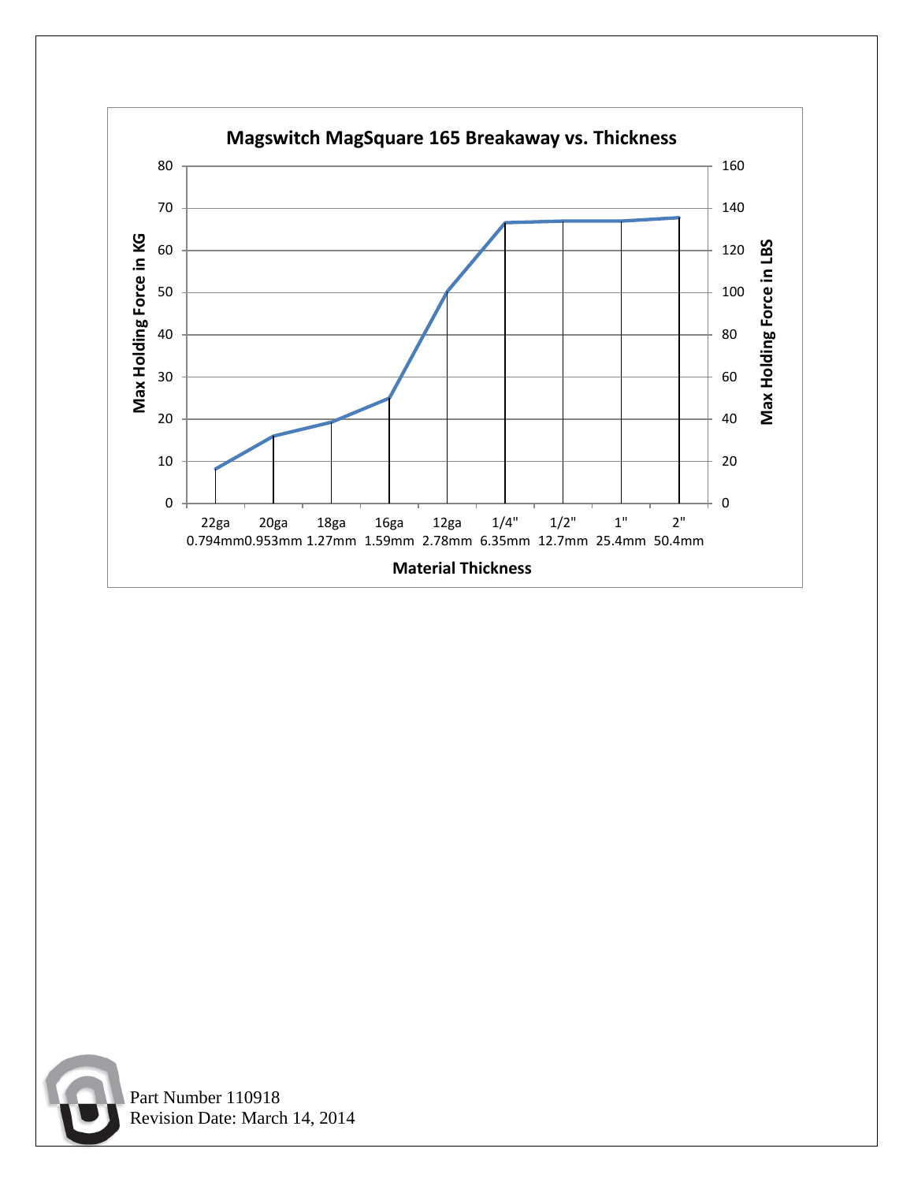**Magswitch MagSquare 165 Breakaway vs. Thickness**

Max Holding Force in KG: 0, 10, 20, 30, 40, 50, 60, 70, 80

Max Holding Force in LBS: 0, 20, 40, 60, 80, 100, 120, 140, 160

Material Thickness: 22ga 0.794mm, 20ga 0.953mm, 18ga 1.27mm, 16ga 1.59mm, 12ga 2.78mm, 1/4" 6.35mm, 1/2" 12.7mm, 1" 25.4mm, 2" 50.4mm

Part Number 110918
Revision Date: March 14, 2014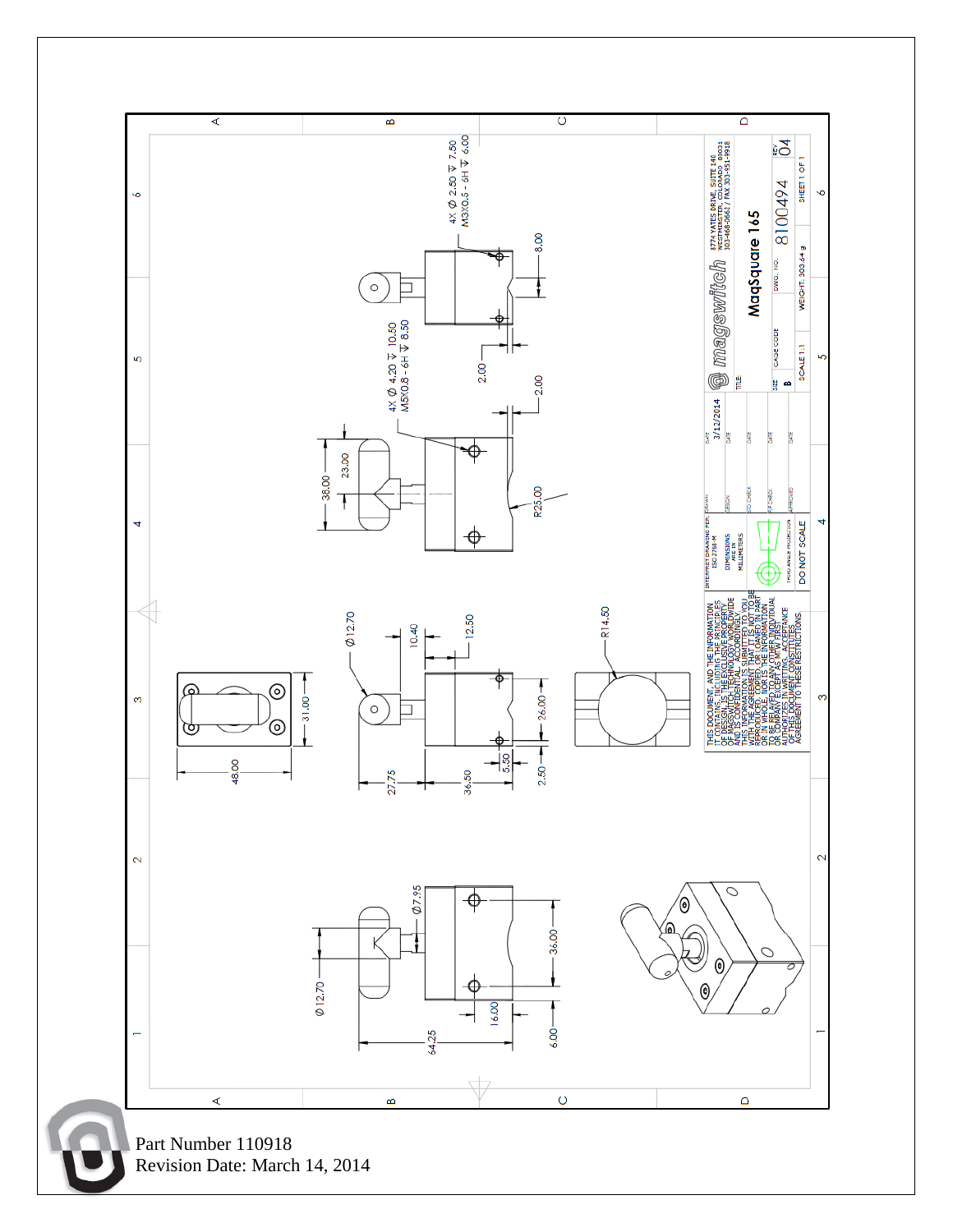magswitch

8774 YATES DRIVE, SUITE 140
WESTMINSTER, COLORADO 80031
303-468-0662 / FAX 303-451-9918

TITLE: MagSquare 165

SIZE: B

DWG. NO. 8100494

REV 04

SCALE 1:1

WEIGHT: 303.64 g

SHEET 1 OF 1

DRAWN: 3/12/2014

INTERPRET DRAWING PER: ISO 2768-M

DIMENSIONS ARE IN MILLIMETERS

THIRD ANGLE PROJECTION

DO NOT SCALE

THIS DOCUMENT, AND THE INFORMATION IT CONTAINS, INCLUDING THE PRINCIPLES OF DESIGN, IS THE EXCLUSIVE PROPERTY OF MAGSWITCH TECHNOLOGY WORLDWIDE AND IS CONFIDENTIAL. ACCORDINGLY, THIS INFORMATION IS SUBMITTED TO YOU WITH THE AGREEMENT THAT IT IS NOT TO BE REPRODUCED, COPIED OR LOANED IN PART OR IN WHOLE, NOR IS THE INFORMATION TO BE RELAYED TO ANY OTHER INDIVIDUAL OR COMPANY EXCEPT AS WITH PRIOR AUTHORIZATION IN WRITING. ACCEPTANCE OF THIS DOCUMENT CONSTITUTES AGREEMENT TO THESE RESTRICTIONS.

4X Ø 2.50 ↧ 7.50
M3X0.5 - 6H ↧ 6.00

4X Ø 4.20 ↧ 10.50
M5X0.8 - 6H ↧ 8.50

8.00
2.00
2.00
38.00
23.00
R25.00
Ø12.70
10.40
12.50
R14.50
31.00
48.00
27.75
36.50
5.50
26.00
2.50
Ø7.95
Ø12.70
36.00
16.00
64.25
6.00

Part Number 110918

Revision Date: March 14, 2014